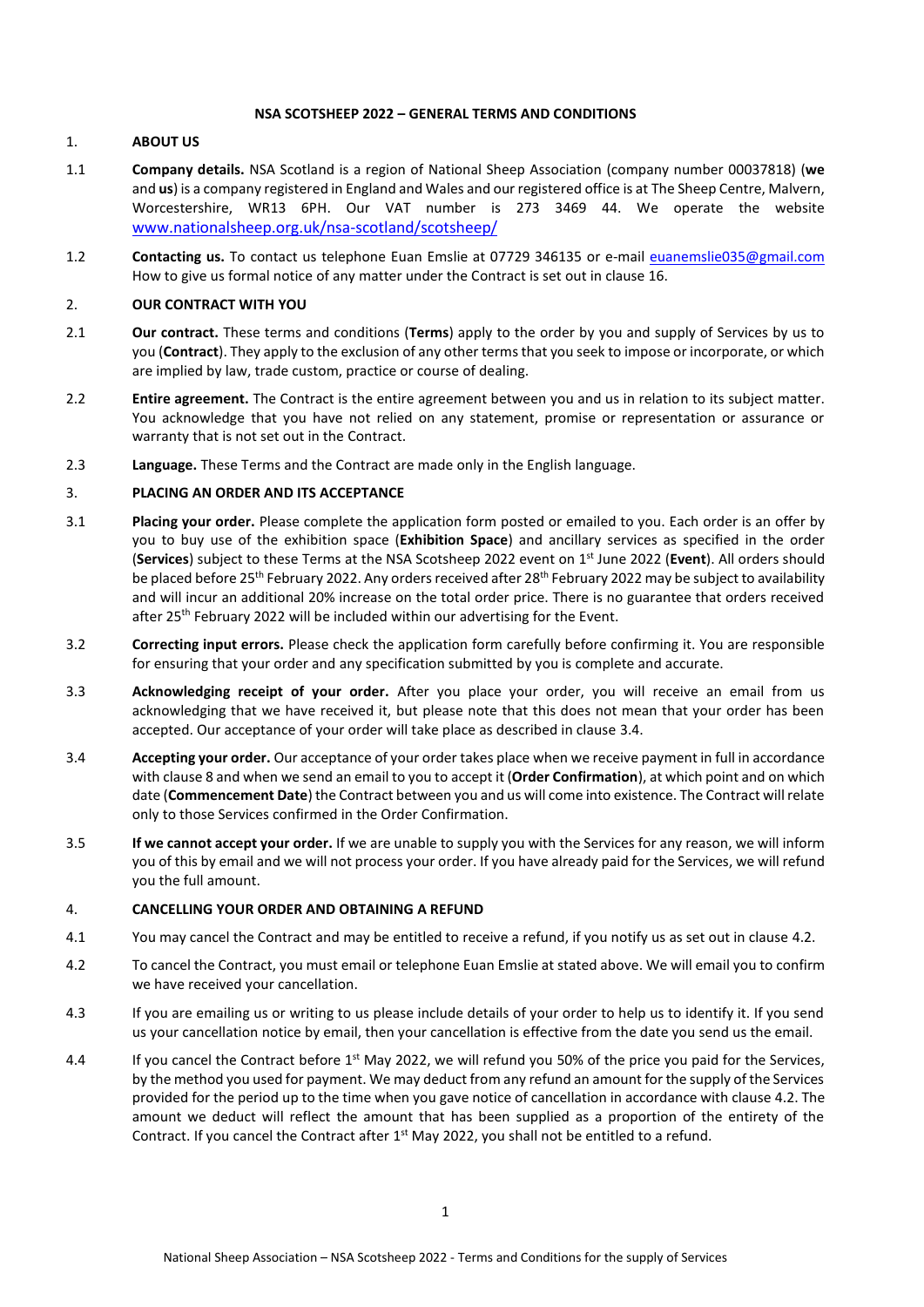**NSA SCOTSHEEP 2022 – GENERAL TERMS AND CONDITIONS**

1. **ABOUT US**

1.1 **Company details.** NSA Scotland is a region of National Sheep Association (company number 00037818) (**we** and **us**) is a company registered in England and Wales and our registered office is at The Sheep Centre, Malvern, Worcestershire, WR13 6PH. Our VAT number is 273 3469 44. We operate the website www.nationalsheep.org.uk/nsa-scotland/scotsheep/

1.2 **Contacting us.** To contact us telephone Euan Emslie at 07729 346135 or e-mail euanemslie035@gmail.com How to give us formal notice of any matter under the Contract is set out in clause 16.

2. **OUR CONTRACT WITH YOU**

2.1 **Our contract.** These terms and conditions (**Terms**) apply to the order by you and supply of Services by us to you (**Contract**). They apply to the exclusion of any other terms that you seek to impose or incorporate, or which are implied by law, trade custom, practice or course of dealing.

2.2 **Entire agreement.** The Contract is the entire agreement between you and us in relation to its subject matter. You acknowledge that you have not relied on any statement, promise or representation or assurance or warranty that is not set out in the Contract.

2.3 **Language.** These Terms and the Contract are made only in the English language.

3. **PLACING AN ORDER AND ITS ACCEPTANCE**

3.1 **Placing your order.** Please complete the application form posted or emailed to you. Each order is an offer by you to buy use of the exhibition space (**Exhibition Space**) and ancillary services as specified in the order (**Services**) subject to these Terms at the NSA Scotsheep 2022 event on 1st June 2022 (**Event**). All orders should be placed before 25th February 2022. Any orders received after 28th February 2022 may be subject to availability and will incur an additional 20% increase on the total order price. There is no guarantee that orders received after 25th February 2022 will be included within our advertising for the Event.

3.2 **Correcting input errors.** Please check the application form carefully before confirming it. You are responsible for ensuring that your order and any specification submitted by you is complete and accurate.

3.3 **Acknowledging receipt of your order.** After you place your order, you will receive an email from us acknowledging that we have received it, but please note that this does not mean that your order has been accepted. Our acceptance of your order will take place as described in clause 3.4.

3.4 **Accepting your order.** Our acceptance of your order takes place when we receive payment in full in accordance with clause 8 and when we send an email to you to accept it (**Order Confirmation**), at which point and on which date (**Commencement Date**) the Contract between you and us will come into existence. The Contract will relate only to those Services confirmed in the Order Confirmation.

3.5 **If we cannot accept your order.** If we are unable to supply you with the Services for any reason, we will inform you of this by email and we will not process your order. If you have already paid for the Services, we will refund you the full amount.

4. **CANCELLING YOUR ORDER AND OBTAINING A REFUND**

4.1 You may cancel the Contract and may be entitled to receive a refund, if you notify us as set out in clause 4.2.

4.2 To cancel the Contract, you must email or telephone Euan Emslie at stated above. We will email you to confirm we have received your cancellation.

4.3 If you are emailing us or writing to us please include details of your order to help us to identify it. If you send us your cancellation notice by email, then your cancellation is effective from the date you send us the email.

4.4 If you cancel the Contract before 1st May 2022, we will refund you 50% of the price you paid for the Services, by the method you used for payment. We may deduct from any refund an amount for the supply of the Services provided for the period up to the time when you gave notice of cancellation in accordance with clause 4.2. The amount we deduct will reflect the amount that has been supplied as a proportion of the entirety of the Contract. If you cancel the Contract after 1st May 2022, you shall not be entitled to a refund.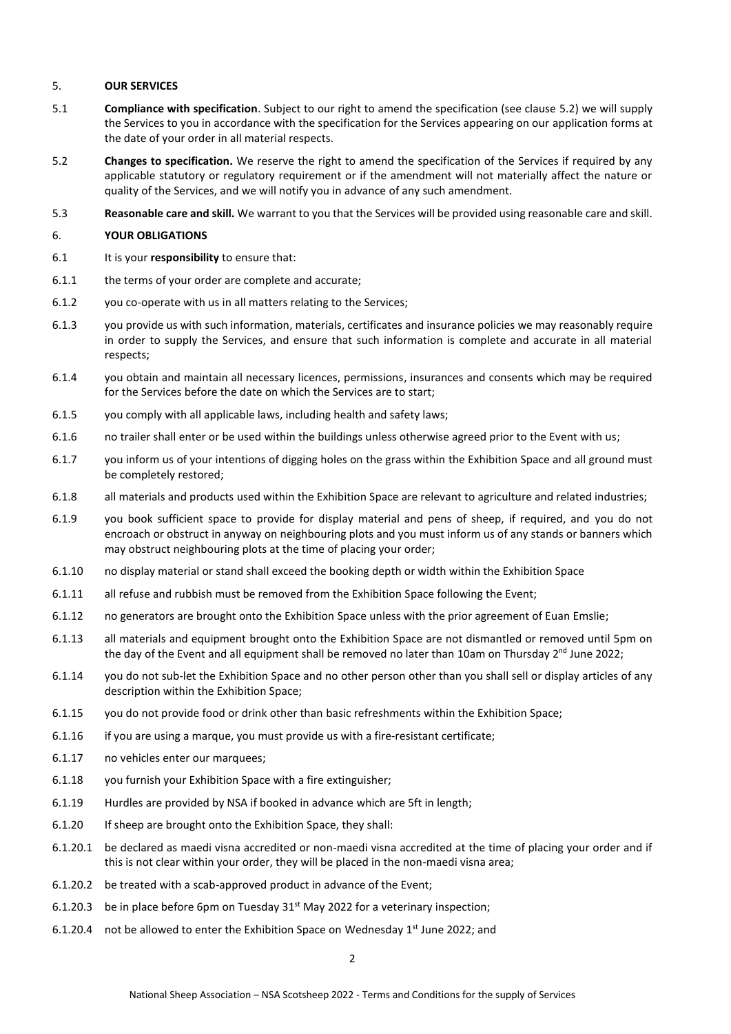5. **OUR SERVICES**

5.1 **Compliance with specification**. Subject to our right to amend the specification (see clause 5.2) we will supply the Services to you in accordance with the specification for the Services appearing on our application forms at the date of your order in all material respects.

5.2 **Changes to specification.** We reserve the right to amend the specification of the Services if required by any applicable statutory or regulatory requirement or if the amendment will not materially affect the nature or quality of the Services, and we will notify you in advance of any such amendment.

5.3 **Reasonable care and skill.** We warrant to you that the Services will be provided using reasonable care and skill.

6. **YOUR OBLIGATIONS**

6.1 It is your **responsibility** to ensure that:

6.1.1 the terms of your order are complete and accurate;

6.1.2 you co-operate with us in all matters relating to the Services;

6.1.3 you provide us with such information, materials, certificates and insurance policies we may reasonably require in order to supply the Services, and ensure that such information is complete and accurate in all material respects;

6.1.4 you obtain and maintain all necessary licences, permissions, insurances and consents which may be required for the Services before the date on which the Services are to start;

6.1.5 you comply with all applicable laws, including health and safety laws;

6.1.6 no trailer shall enter or be used within the buildings unless otherwise agreed prior to the Event with us;

6.1.7 you inform us of your intentions of digging holes on the grass within the Exhibition Space and all ground must be completely restored;

6.1.8 all materials and products used within the Exhibition Space are relevant to agriculture and related industries;

6.1.9 you book sufficient space to provide for display material and pens of sheep, if required, and you do not encroach or obstruct in anyway on neighbouring plots and you must inform us of any stands or banners which may obstruct neighbouring plots at the time of placing your order;

6.1.10 no display material or stand shall exceed the booking depth or width within the Exhibition Space

6.1.11 all refuse and rubbish must be removed from the Exhibition Space following the Event;

6.1.12 no generators are brought onto the Exhibition Space unless with the prior agreement of Euan Emslie;

6.1.13 all materials and equipment brought onto the Exhibition Space are not dismantled or removed until 5pm on the day of the Event and all equipment shall be removed no later than 10am on Thursday 2nd June 2022;

6.1.14 you do not sub-let the Exhibition Space and no other person other than you shall sell or display articles of any description within the Exhibition Space;

6.1.15 you do not provide food or drink other than basic refreshments within the Exhibition Space;

6.1.16 if you are using a marque, you must provide us with a fire-resistant certificate;

6.1.17 no vehicles enter our marquees;

6.1.18 you furnish your Exhibition Space with a fire extinguisher;

6.1.19 Hurdles are provided by NSA if booked in advance which are 5ft in length;

6.1.20 If sheep are brought onto the Exhibition Space, they shall:

6.1.20.1 be declared as maedi visna accredited or non-maedi visna accredited at the time of placing your order and if this is not clear within your order, they will be placed in the non-maedi visna area;

6.1.20.2 be treated with a scab-approved product in advance of the Event;

6.1.20.3 be in place before 6pm on Tuesday 31st May 2022 for a veterinary inspection;

6.1.20.4 not be allowed to enter the Exhibition Space on Wednesday 1st June 2022; and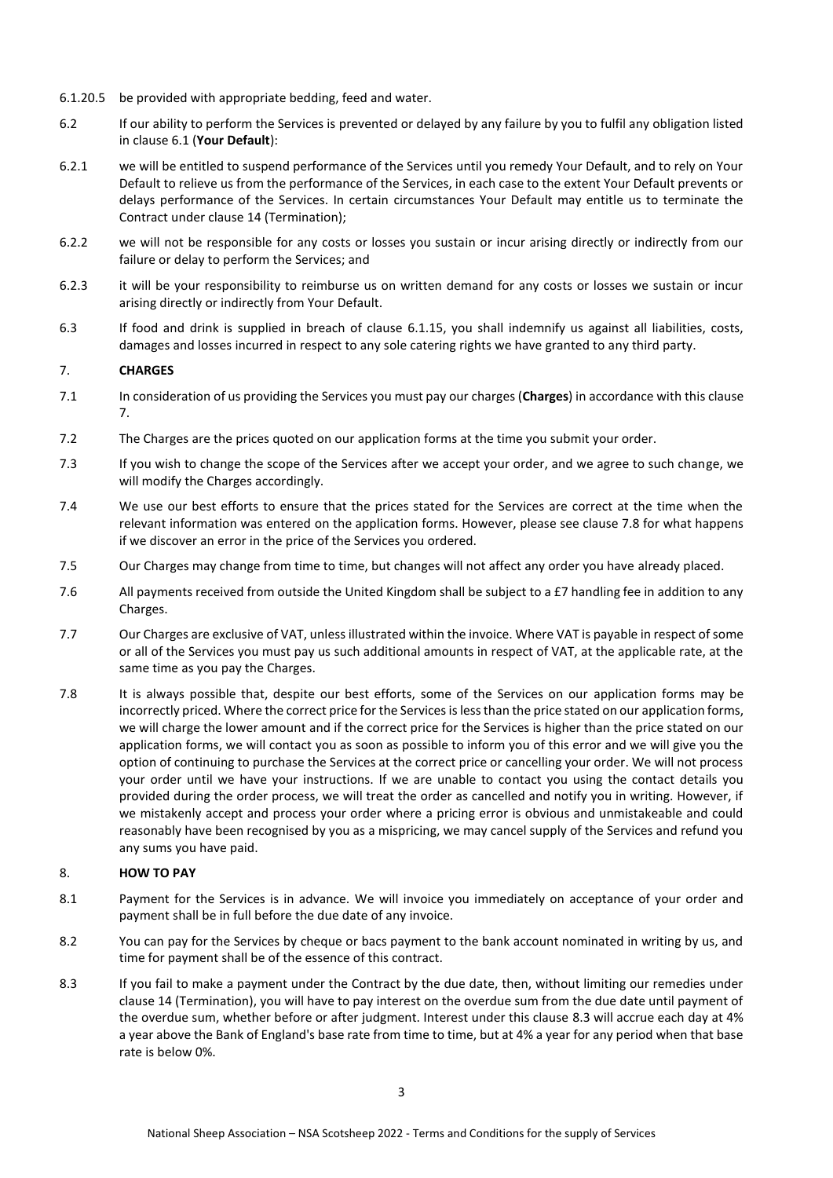6.1.20.5 be provided with appropriate bedding, feed and water.

6.2 If our ability to perform the Services is prevented or delayed by any failure by you to fulfil any obligation listed in clause 6.1 (**Your Default**):

6.2.1 we will be entitled to suspend performance of the Services until you remedy Your Default, and to rely on Your Default to relieve us from the performance of the Services, in each case to the extent Your Default prevents or delays performance of the Services. In certain circumstances Your Default may entitle us to terminate the Contract under clause 14 (Termination);

6.2.2 we will not be responsible for any costs or losses you sustain or incur arising directly or indirectly from our failure or delay to perform the Services; and

6.2.3 it will be your responsibility to reimburse us on written demand for any costs or losses we sustain or incur arising directly or indirectly from Your Default.

6.3 If food and drink is supplied in breach of clause 6.1.15, you shall indemnify us against all liabilities, costs, damages and losses incurred in respect to any sole catering rights we have granted to any third party.

## 7. CHARGES

7.1 In consideration of us providing the Services you must pay our charges (**Charges**) in accordance with this clause 7.

7.2 The Charges are the prices quoted on our application forms at the time you submit your order.

7.3 If you wish to change the scope of the Services after we accept your order, and we agree to such change, we will modify the Charges accordingly.

7.4 We use our best efforts to ensure that the prices stated for the Services are correct at the time when the relevant information was entered on the application forms. However, please see clause 7.8 for what happens if we discover an error in the price of the Services you ordered.

7.5 Our Charges may change from time to time, but changes will not affect any order you have already placed.

7.6 All payments received from outside the United Kingdom shall be subject to a £7 handling fee in addition to any Charges.

7.7 Our Charges are exclusive of VAT, unless illustrated within the invoice. Where VAT is payable in respect of some or all of the Services you must pay us such additional amounts in respect of VAT, at the applicable rate, at the same time as you pay the Charges.

7.8 It is always possible that, despite our best efforts, some of the Services on our application forms may be incorrectly priced. Where the correct price for the Services is less than the price stated on our application forms, we will charge the lower amount and if the correct price for the Services is higher than the price stated on our application forms, we will contact you as soon as possible to inform you of this error and we will give you the option of continuing to purchase the Services at the correct price or cancelling your order. We will not process your order until we have your instructions. If we are unable to contact you using the contact details you provided during the order process, we will treat the order as cancelled and notify you in writing. However, if we mistakenly accept and process your order where a pricing error is obvious and unmistakeable and could reasonably have been recognised by you as a mispricing, we may cancel supply of the Services and refund you any sums you have paid.

## 8. HOW TO PAY

8.1 Payment for the Services is in advance. We will invoice you immediately on acceptance of your order and payment shall be in full before the due date of any invoice.

8.2 You can pay for the Services by cheque or bacs payment to the bank account nominated in writing by us, and time for payment shall be of the essence of this contract.

8.3 If you fail to make a payment under the Contract by the due date, then, without limiting our remedies under clause 14 (Termination), you will have to pay interest on the overdue sum from the due date until payment of the overdue sum, whether before or after judgment. Interest under this clause 8.3 will accrue each day at 4% a year above the Bank of England's base rate from time to time, but at 4% a year for any period when that base rate is below 0%.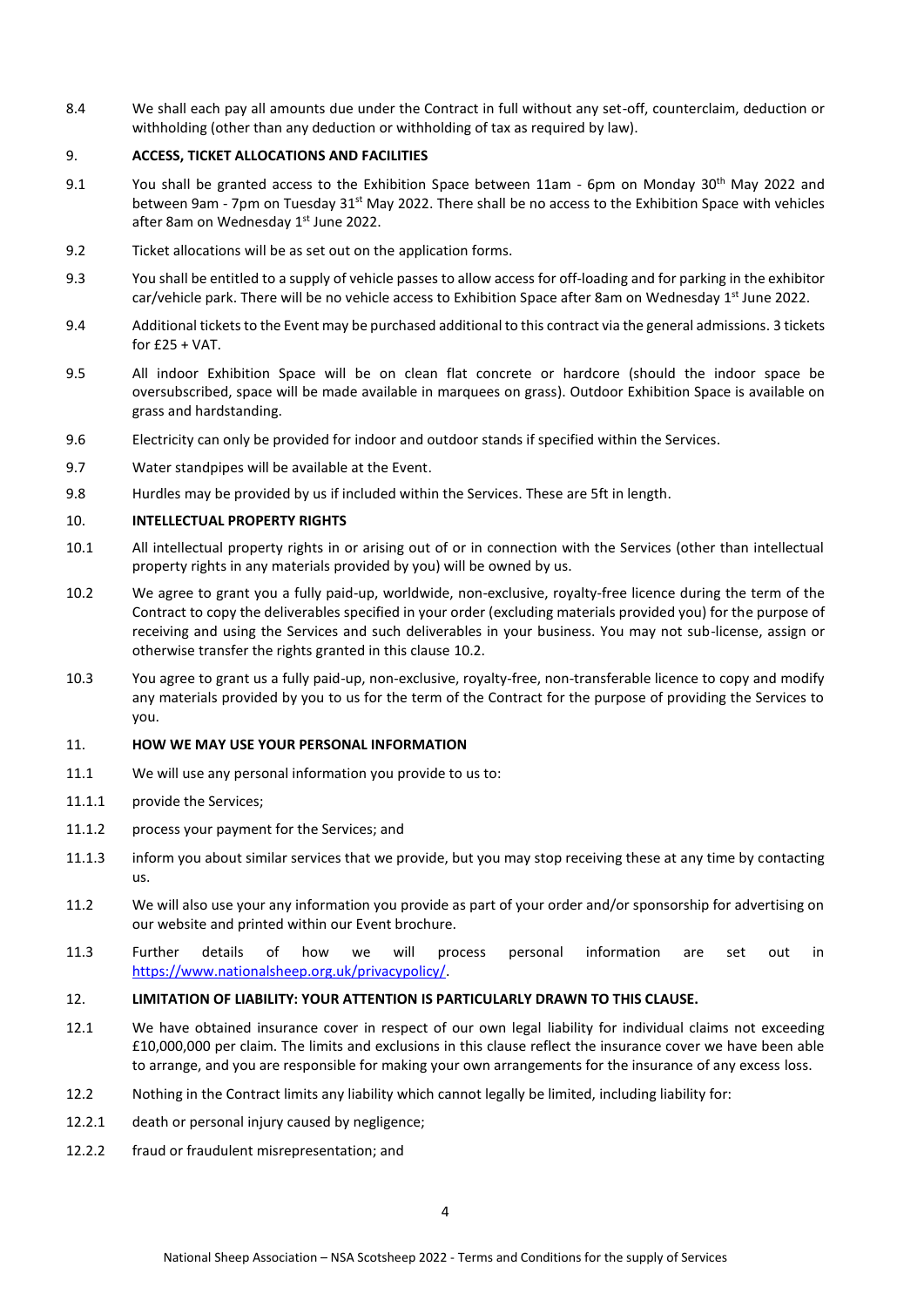8.4 We shall each pay all amounts due under the Contract in full without any set-off, counterclaim, deduction or withholding (other than any deduction or withholding of tax as required by law).

## 9. ACCESS, TICKET ALLOCATIONS AND FACILITIES

9.1 You shall be granted access to the Exhibition Space between 11am - 6pm on Monday 30th May 2022 and between 9am - 7pm on Tuesday 31st May 2022. There shall be no access to the Exhibition Space with vehicles after 8am on Wednesday 1st June 2022.

9.2 Ticket allocations will be as set out on the application forms.

9.3 You shall be entitled to a supply of vehicle passes to allow access for off-loading and for parking in the exhibitor car/vehicle park. There will be no vehicle access to Exhibition Space after 8am on Wednesday 1st June 2022.

9.4 Additional tickets to the Event may be purchased additional to this contract via the general admissions. 3 tickets for £25 + VAT.

9.5 All indoor Exhibition Space will be on clean flat concrete or hardcore (should the indoor space be oversubscribed, space will be made available in marquees on grass). Outdoor Exhibition Space is available on grass and hardstanding.

9.6 Electricity can only be provided for indoor and outdoor stands if specified within the Services.

9.7 Water standpipes will be available at the Event.

9.8 Hurdles may be provided by us if included within the Services. These are 5ft in length.

## 10. INTELLECTUAL PROPERTY RIGHTS

10.1 All intellectual property rights in or arising out of or in connection with the Services (other than intellectual property rights in any materials provided by you) will be owned by us.

10.2 We agree to grant you a fully paid-up, worldwide, non-exclusive, royalty-free licence during the term of the Contract to copy the deliverables specified in your order (excluding materials provided you) for the purpose of receiving and using the Services and such deliverables in your business. You may not sub-license, assign or otherwise transfer the rights granted in this clause 10.2.

10.3 You agree to grant us a fully paid-up, non-exclusive, royalty-free, non-transferable licence to copy and modify any materials provided by you to us for the term of the Contract for the purpose of providing the Services to you.

## 11. HOW WE MAY USE YOUR PERSONAL INFORMATION

11.1 We will use any personal information you provide to us to:

11.1.1 provide the Services;

11.1.2 process your payment for the Services; and

11.1.3 inform you about similar services that we provide, but you may stop receiving these at any time by contacting us.

11.2 We will also use your any information you provide as part of your order and/or sponsorship for advertising on our website and printed within our Event brochure.

11.3 Further details of how we will process personal information are set out in [https://www.nationalsheep.org.uk/privacypolicy/](https://www.nationalsheep.org.uk/privacypolicy/).

## 12. LIMITATION OF LIABILITY: YOUR ATTENTION IS PARTICULARLY DRAWN TO THIS CLAUSE.

12.1 We have obtained insurance cover in respect of our own legal liability for individual claims not exceeding £10,000,000 per claim. The limits and exclusions in this clause reflect the insurance cover we have been able to arrange, and you are responsible for making your own arrangements for the insurance of any excess loss.

12.2 Nothing in the Contract limits any liability which cannot legally be limited, including liability for:

12.2.1 death or personal injury caused by negligence;

12.2.2 fraud or fraudulent misrepresentation; and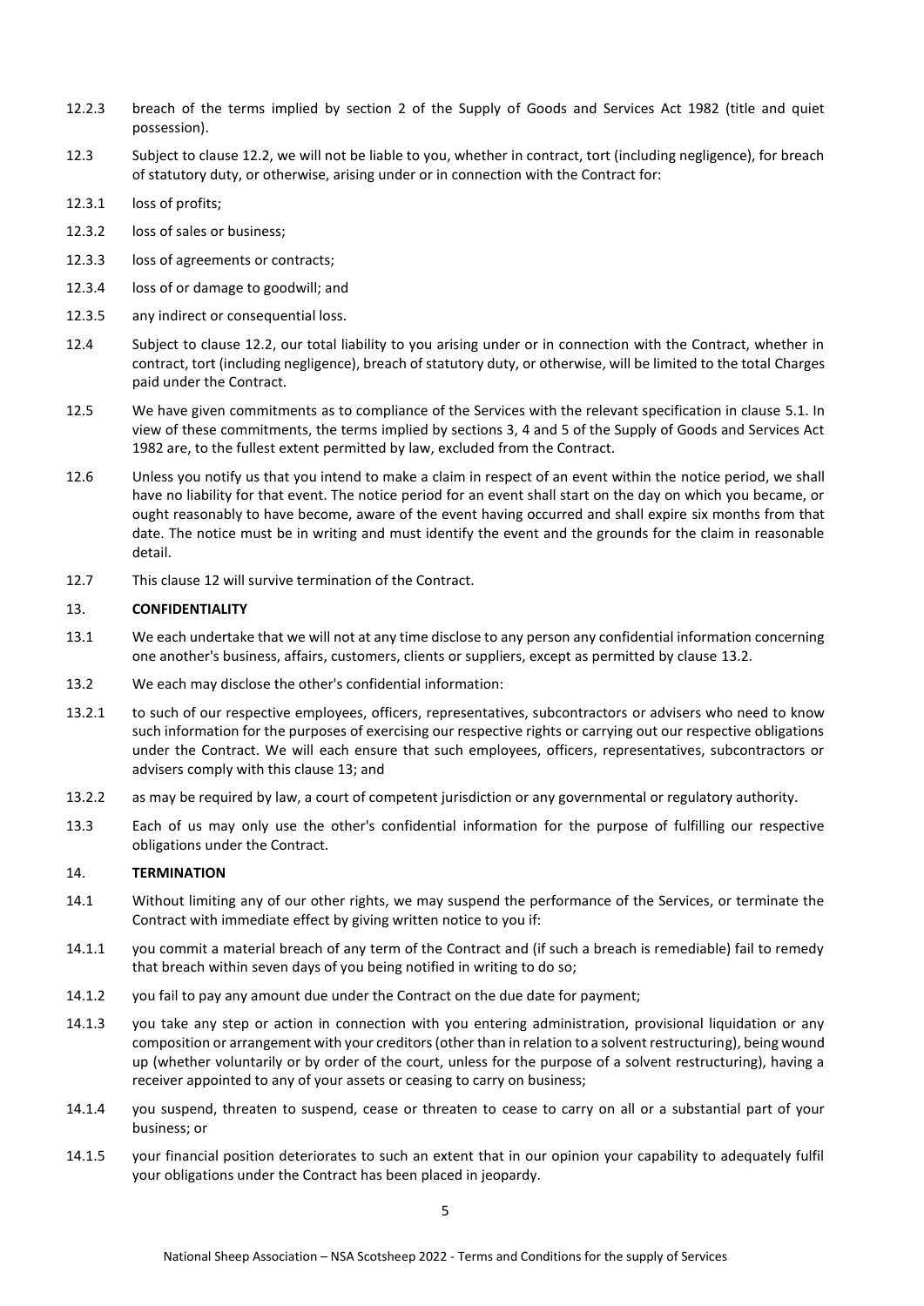12.2.3 breach of the terms implied by section 2 of the Supply of Goods and Services Act 1982 (title and quiet possession).

12.3 Subject to clause 12.2, we will not be liable to you, whether in contract, tort (including negligence), for breach of statutory duty, or otherwise, arising under or in connection with the Contract for:

12.3.1 loss of profits;

12.3.2 loss of sales or business;

12.3.3 loss of agreements or contracts;

12.3.4 loss of or damage to goodwill; and

12.3.5 any indirect or consequential loss.

12.4 Subject to clause 12.2, our total liability to you arising under or in connection with the Contract, whether in contract, tort (including negligence), breach of statutory duty, or otherwise, will be limited to the total Charges paid under the Contract.

12.5 We have given commitments as to compliance of the Services with the relevant specification in clause 5.1. In view of these commitments, the terms implied by sections 3, 4 and 5 of the Supply of Goods and Services Act 1982 are, to the fullest extent permitted by law, excluded from the Contract.

12.6 Unless you notify us that you intend to make a claim in respect of an event within the notice period, we shall have no liability for that event. The notice period for an event shall start on the day on which you became, or ought reasonably to have become, aware of the event having occurred and shall expire six months from that date. The notice must be in writing and must identify the event and the grounds for the claim in reasonable detail.

12.7 This clause 12 will survive termination of the Contract.

## 13. CONFIDENTIALITY

13.1 We each undertake that we will not at any time disclose to any person any confidential information concerning one another's business, affairs, customers, clients or suppliers, except as permitted by clause 13.2.

13.2 We each may disclose the other's confidential information:

13.2.1 to such of our respective employees, officers, representatives, subcontractors or advisers who need to know such information for the purposes of exercising our respective rights or carrying out our respective obligations under the Contract. We will each ensure that such employees, officers, representatives, subcontractors or advisers comply with this clause 13; and

13.2.2 as may be required by law, a court of competent jurisdiction or any governmental or regulatory authority.

13.3 Each of us may only use the other's confidential information for the purpose of fulfilling our respective obligations under the Contract.

## 14. TERMINATION

14.1 Without limiting any of our other rights, we may suspend the performance of the Services, or terminate the Contract with immediate effect by giving written notice to you if:

14.1.1 you commit a material breach of any term of the Contract and (if such a breach is remediable) fail to remedy that breach within seven days of you being notified in writing to do so;

14.1.2 you fail to pay any amount due under the Contract on the due date for payment;

14.1.3 you take any step or action in connection with you entering administration, provisional liquidation or any composition or arrangement with your creditors (other than in relation to a solvent restructuring), being wound up (whether voluntarily or by order of the court, unless for the purpose of a solvent restructuring), having a receiver appointed to any of your assets or ceasing to carry on business;

14.1.4 you suspend, threaten to suspend, cease or threaten to cease to carry on all or a substantial part of your business; or

14.1.5 your financial position deteriorates to such an extent that in our opinion your capability to adequately fulfil your obligations under the Contract has been placed in jeopardy.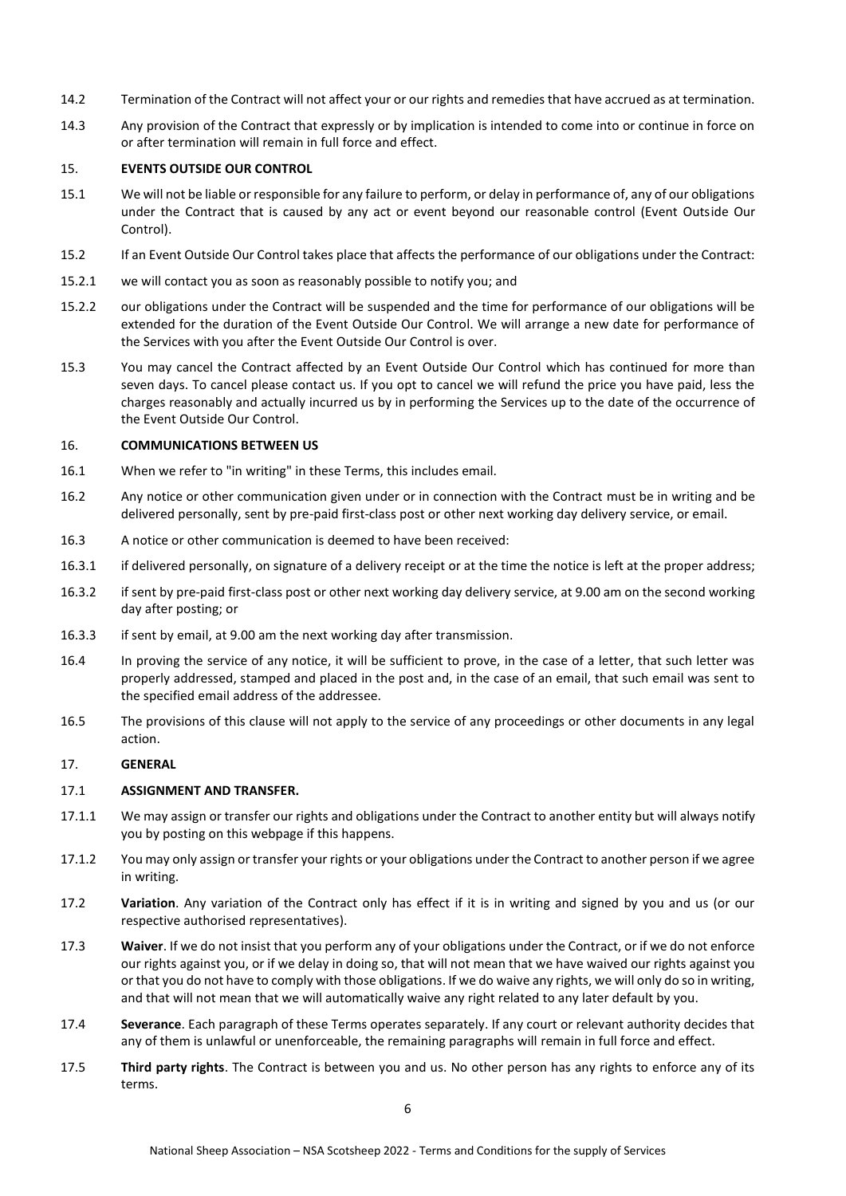14.2 Termination of the Contract will not affect your or our rights and remedies that have accrued as at termination.

14.3 Any provision of the Contract that expressly or by implication is intended to come into or continue in force on or after termination will remain in full force and effect.

## 15. EVENTS OUTSIDE OUR CONTROL

15.1 We will not be liable or responsible for any failure to perform, or delay in performance of, any of our obligations under the Contract that is caused by any act or event beyond our reasonable control (Event Outside Our Control).

15.2 If an Event Outside Our Control takes place that affects the performance of our obligations under the Contract:

15.2.1 we will contact you as soon as reasonably possible to notify you; and

15.2.2 our obligations under the Contract will be suspended and the time for performance of our obligations will be extended for the duration of the Event Outside Our Control. We will arrange a new date for performance of the Services with you after the Event Outside Our Control is over.

15.3 You may cancel the Contract affected by an Event Outside Our Control which has continued for more than seven days. To cancel please contact us. If you opt to cancel we will refund the price you have paid, less the charges reasonably and actually incurred us by in performing the Services up to the date of the occurrence of the Event Outside Our Control.

## 16. COMMUNICATIONS BETWEEN US

16.1 When we refer to "in writing" in these Terms, this includes email.

16.2 Any notice or other communication given under or in connection with the Contract must be in writing and be delivered personally, sent by pre-paid first-class post or other next working day delivery service, or email.

16.3 A notice or other communication is deemed to have been received:

16.3.1 if delivered personally, on signature of a delivery receipt or at the time the notice is left at the proper address;

16.3.2 if sent by pre-paid first-class post or other next working day delivery service, at 9.00 am on the second working day after posting; or

16.3.3 if sent by email, at 9.00 am the next working day after transmission.

16.4 In proving the service of any notice, it will be sufficient to prove, in the case of a letter, that such letter was properly addressed, stamped and placed in the post and, in the case of an email, that such email was sent to the specified email address of the addressee.

16.5 The provisions of this clause will not apply to the service of any proceedings or other documents in any legal action.

## 17. GENERAL

### 17.1 ASSIGNMENT AND TRANSFER.

17.1.1 We may assign or transfer our rights and obligations under the Contract to another entity but will always notify you by posting on this webpage if this happens.

17.1.2 You may only assign or transfer your rights or your obligations under the Contract to another person if we agree in writing.

17.2 **Variation**. Any variation of the Contract only has effect if it is in writing and signed by you and us (or our respective authorised representatives).

17.3 **Waiver**. If we do not insist that you perform any of your obligations under the Contract, or if we do not enforce our rights against you, or if we delay in doing so, that will not mean that we have waived our rights against you or that you do not have to comply with those obligations. If we do waive any rights, we will only do so in writing, and that will not mean that we will automatically waive any right related to any later default by you.

17.4 **Severance**. Each paragraph of these Terms operates separately. If any court or relevant authority decides that any of them is unlawful or unenforceable, the remaining paragraphs will remain in full force and effect.

17.5 **Third party rights**. The Contract is between you and us. No other person has any rights to enforce any of its terms.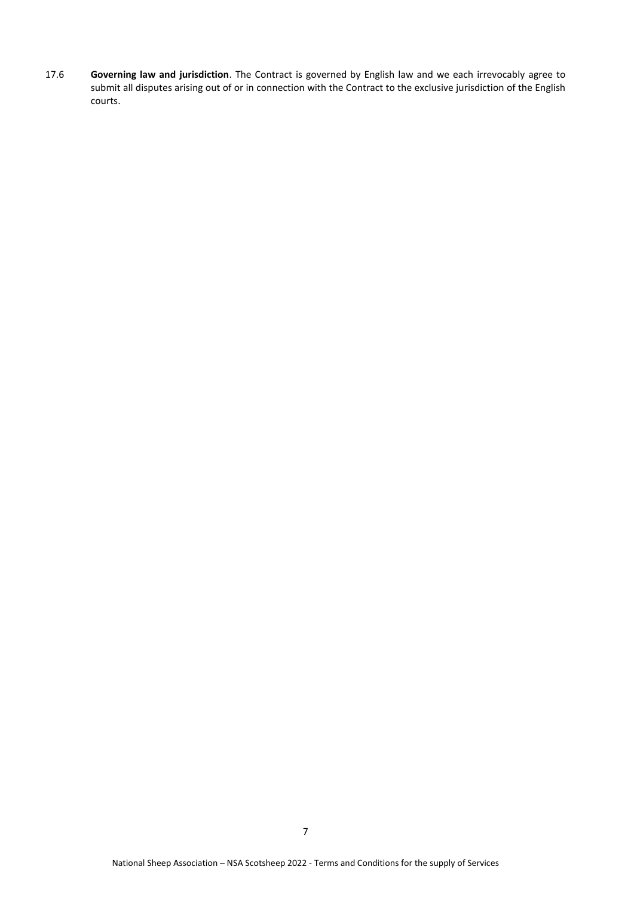17.6 **Governing law and jurisdiction**. The Contract is governed by English law and we each irrevocably agree to submit all disputes arising out of or in connection with the Contract to the exclusive jurisdiction of the English courts.